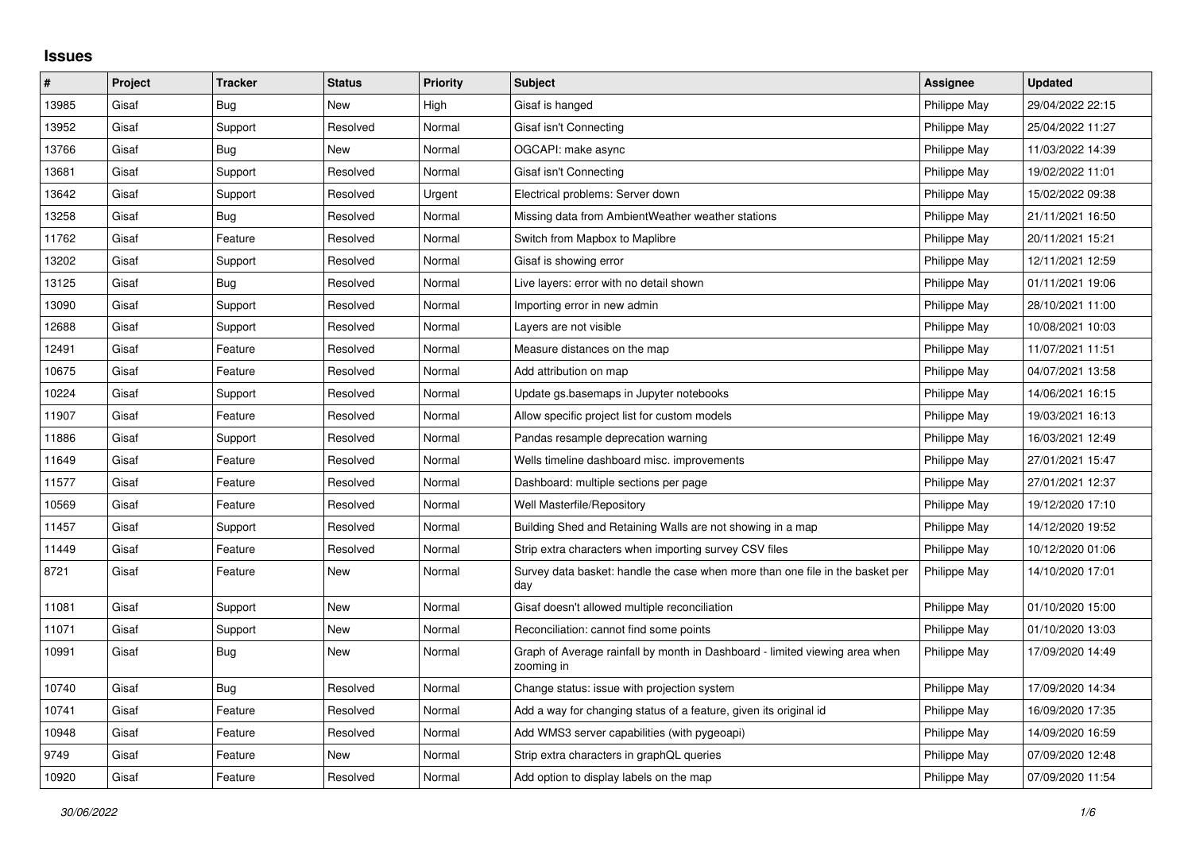# Issues

| # | Project | Tracker | Status | Priority | Subject | Assignee | Updated |
|---|---|---|---|---|---|---|---|
| 13985 | Gisaf | Bug | New | High | Gisaf is hanged | Philippe May | 29/04/2022 22:15 |
| 13952 | Gisaf | Support | Resolved | Normal | Gisaf isn't Connecting | Philippe May | 25/04/2022 11:27 |
| 13766 | Gisaf | Bug | New | Normal | OGCAPI: make async | Philippe May | 11/03/2022 14:39 |
| 13681 | Gisaf | Support | Resolved | Normal | Gisaf isn't Connecting | Philippe May | 19/02/2022 11:01 |
| 13642 | Gisaf | Support | Resolved | Urgent | Electrical problems: Server down | Philippe May | 15/02/2022 09:38 |
| 13258 | Gisaf | Bug | Resolved | Normal | Missing data from AmbientWeather weather stations | Philippe May | 21/11/2021 16:50 |
| 11762 | Gisaf | Feature | Resolved | Normal | Switch from Mapbox to Maplibre | Philippe May | 20/11/2021 15:21 |
| 13202 | Gisaf | Support | Resolved | Normal | Gisaf is showing error | Philippe May | 12/11/2021 12:59 |
| 13125 | Gisaf | Bug | Resolved | Normal | Live layers: error with no detail shown | Philippe May | 01/11/2021 19:06 |
| 13090 | Gisaf | Support | Resolved | Normal | Importing error in new admin | Philippe May | 28/10/2021 11:00 |
| 12688 | Gisaf | Support | Resolved | Normal | Layers are not visible | Philippe May | 10/08/2021 10:03 |
| 12491 | Gisaf | Feature | Resolved | Normal | Measure distances on the map | Philippe May | 11/07/2021 11:51 |
| 10675 | Gisaf | Feature | Resolved | Normal | Add attribution on map | Philippe May | 04/07/2021 13:58 |
| 10224 | Gisaf | Support | Resolved | Normal | Update gs.basemaps in Jupyter notebooks | Philippe May | 14/06/2021 16:15 |
| 11907 | Gisaf | Feature | Resolved | Normal | Allow specific project list for custom models | Philippe May | 19/03/2021 16:13 |
| 11886 | Gisaf | Support | Resolved | Normal | Pandas resample deprecation warning | Philippe May | 16/03/2021 12:49 |
| 11649 | Gisaf | Feature | Resolved | Normal | Wells timeline dashboard misc. improvements | Philippe May | 27/01/2021 15:47 |
| 11577 | Gisaf | Feature | Resolved | Normal | Dashboard: multiple sections per page | Philippe May | 27/01/2021 12:37 |
| 10569 | Gisaf | Feature | Resolved | Normal | Well Masterfile/Repository | Philippe May | 19/12/2020 17:10 |
| 11457 | Gisaf | Support | Resolved | Normal | Building Shed and Retaining Walls are not showing in a map | Philippe May | 14/12/2020 19:52 |
| 11449 | Gisaf | Feature | Resolved | Normal | Strip extra characters when importing survey CSV files | Philippe May | 10/12/2020 01:06 |
| 8721 | Gisaf | Feature | New | Normal | Survey data basket: handle the case when more than one file in the basket per day | Philippe May | 14/10/2020 17:01 |
| 11081 | Gisaf | Support | New | Normal | Gisaf doesn't allowed multiple reconciliation | Philippe May | 01/10/2020 15:00 |
| 11071 | Gisaf | Support | New | Normal | Reconciliation: cannot find some points | Philippe May | 01/10/2020 13:03 |
| 10991 | Gisaf | Bug | New | Normal | Graph of Average rainfall by month in Dashboard - limited viewing area when zooming in | Philippe May | 17/09/2020 14:49 |
| 10740 | Gisaf | Bug | Resolved | Normal | Change status: issue with projection system | Philippe May | 17/09/2020 14:34 |
| 10741 | Gisaf | Feature | Resolved | Normal | Add a way for changing status of a feature, given its original id | Philippe May | 16/09/2020 17:35 |
| 10948 | Gisaf | Feature | Resolved | Normal | Add WMS3 server capabilities (with pygeoapi) | Philippe May | 14/09/2020 16:59 |
| 9749 | Gisaf | Feature | New | Normal | Strip extra characters in graphQL queries | Philippe May | 07/09/2020 12:48 |
| 10920 | Gisaf | Feature | Resolved | Normal | Add option to display labels on the map | Philippe May | 07/09/2020 11:54 |

*30/06/2022*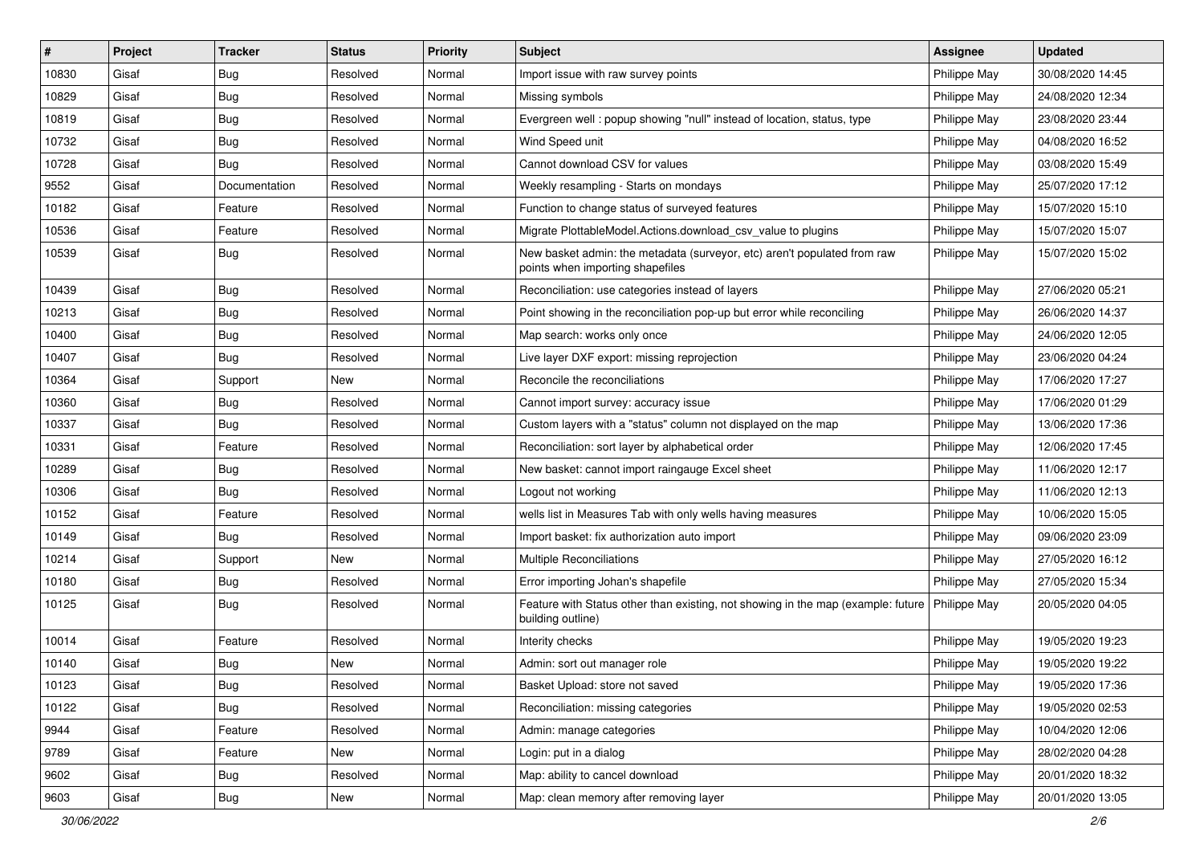| # | Project | Tracker | Status | Priority | Subject | Assignee | Updated |
|---|---|---|---|---|---|---|---|
| 10830 | Gisaf | Bug | Resolved | Normal | Import issue with raw survey points | Philippe May | 30/08/2020 14:45 |
| 10829 | Gisaf | Bug | Resolved | Normal | Missing symbols | Philippe May | 24/08/2020 12:34 |
| 10819 | Gisaf | Bug | Resolved | Normal | Evergreen well : popup showing "null" instead of location, status, type | Philippe May | 23/08/2020 23:44 |
| 10732 | Gisaf | Bug | Resolved | Normal | Wind Speed unit | Philippe May | 04/08/2020 16:52 |
| 10728 | Gisaf | Bug | Resolved | Normal | Cannot download CSV for values | Philippe May | 03/08/2020 15:49 |
| 9552 | Gisaf | Documentation | Resolved | Normal | Weekly resampling - Starts on mondays | Philippe May | 25/07/2020 17:12 |
| 10182 | Gisaf | Feature | Resolved | Normal | Function to change status of surveyed features | Philippe May | 15/07/2020 15:10 |
| 10536 | Gisaf | Feature | Resolved | Normal | Migrate PlottableModel.Actions.download_csv_value to plugins | Philippe May | 15/07/2020 15:07 |
| 10539 | Gisaf | Bug | Resolved | Normal | New basket admin: the metadata (surveyor, etc) aren't populated from raw points when importing shapefiles | Philippe May | 15/07/2020 15:02 |
| 10439 | Gisaf | Bug | Resolved | Normal | Reconciliation: use categories instead of layers | Philippe May | 27/06/2020 05:21 |
| 10213 | Gisaf | Bug | Resolved | Normal | Point showing in the reconciliation pop-up but error while reconciling | Philippe May | 26/06/2020 14:37 |
| 10400 | Gisaf | Bug | Resolved | Normal | Map search: works only once | Philippe May | 24/06/2020 12:05 |
| 10407 | Gisaf | Bug | Resolved | Normal | Live layer DXF export: missing reprojection | Philippe May | 23/06/2020 04:24 |
| 10364 | Gisaf | Support | New | Normal | Reconcile the reconciliations | Philippe May | 17/06/2020 17:27 |
| 10360 | Gisaf | Bug | Resolved | Normal | Cannot import survey: accuracy issue | Philippe May | 17/06/2020 01:29 |
| 10337 | Gisaf | Bug | Resolved | Normal | Custom layers with a "status" column not displayed on the map | Philippe May | 13/06/2020 17:36 |
| 10331 | Gisaf | Feature | Resolved | Normal | Reconciliation: sort layer by alphabetical order | Philippe May | 12/06/2020 17:45 |
| 10289 | Gisaf | Bug | Resolved | Normal | New basket: cannot import raingauge Excel sheet | Philippe May | 11/06/2020 12:17 |
| 10306 | Gisaf | Bug | Resolved | Normal | Logout not working | Philippe May | 11/06/2020 12:13 |
| 10152 | Gisaf | Feature | Resolved | Normal | wells list in Measures Tab with only wells having measures | Philippe May | 10/06/2020 15:05 |
| 10149 | Gisaf | Bug | Resolved | Normal | Import basket: fix authorization auto import | Philippe May | 09/06/2020 23:09 |
| 10214 | Gisaf | Support | New | Normal | Multiple Reconciliations | Philippe May | 27/05/2020 16:12 |
| 10180 | Gisaf | Bug | Resolved | Normal | Error importing Johan's shapefile | Philippe May | 27/05/2020 15:34 |
| 10125 | Gisaf | Bug | Resolved | Normal | Feature with Status other than existing, not showing in the map (example: future building outline) | Philippe May | 20/05/2020 04:05 |
| 10014 | Gisaf | Feature | Resolved | Normal | Interity checks | Philippe May | 19/05/2020 19:23 |
| 10140 | Gisaf | Bug | New | Normal | Admin: sort out manager role | Philippe May | 19/05/2020 19:22 |
| 10123 | Gisaf | Bug | Resolved | Normal | Basket Upload: store not saved | Philippe May | 19/05/2020 17:36 |
| 10122 | Gisaf | Bug | Resolved | Normal | Reconciliation: missing categories | Philippe May | 19/05/2020 02:53 |
| 9944 | Gisaf | Feature | Resolved | Normal | Admin: manage categories | Philippe May | 10/04/2020 12:06 |
| 9789 | Gisaf | Feature | New | Normal | Login: put in a dialog | Philippe May | 28/02/2020 04:28 |
| 9602 | Gisaf | Bug | Resolved | Normal | Map: ability to cancel download | Philippe May | 20/01/2020 18:32 |
| 9603 | Gisaf | Bug | New | Normal | Map: clean memory after removing layer | Philippe May | 20/01/2020 13:05 |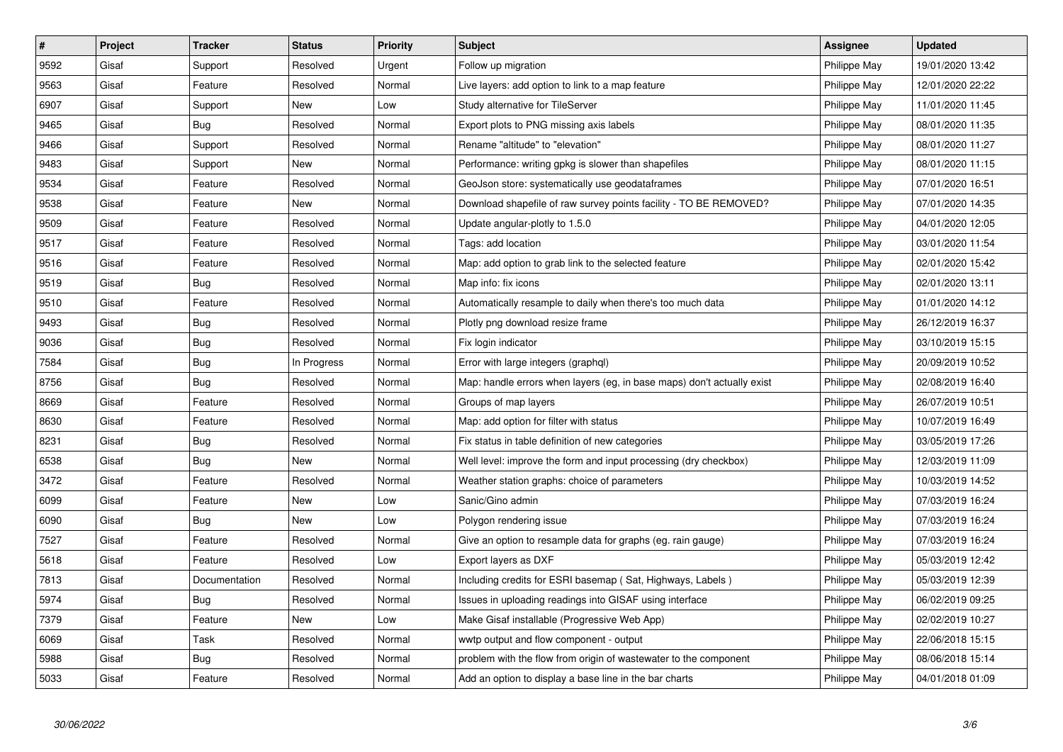| # | Project | Tracker | Status | Priority | Subject | Assignee | Updated |
|---|---|---|---|---|---|---|---|
| 9592 | Gisaf | Support | Resolved | Urgent | Follow up migration | Philippe May | 19/01/2020 13:42 |
| 9563 | Gisaf | Feature | Resolved | Normal | Live layers: add option to link to a map feature | Philippe May | 12/01/2020 22:22 |
| 6907 | Gisaf | Support | New | Low | Study alternative for TileServer | Philippe May | 11/01/2020 11:45 |
| 9465 | Gisaf | Bug | Resolved | Normal | Export plots to PNG missing axis labels | Philippe May | 08/01/2020 11:35 |
| 9466 | Gisaf | Support | Resolved | Normal | Rename "altitude" to "elevation" | Philippe May | 08/01/2020 11:27 |
| 9483 | Gisaf | Support | New | Normal | Performance: writing gpkg is slower than shapefiles | Philippe May | 08/01/2020 11:15 |
| 9534 | Gisaf | Feature | Resolved | Normal | GeoJson store: systematically use geodataframes | Philippe May | 07/01/2020 16:51 |
| 9538 | Gisaf | Feature | New | Normal | Download shapefile of raw survey points facility - TO BE REMOVED? | Philippe May | 07/01/2020 14:35 |
| 9509 | Gisaf | Feature | Resolved | Normal | Update angular-plotly to 1.5.0 | Philippe May | 04/01/2020 12:05 |
| 9517 | Gisaf | Feature | Resolved | Normal | Tags: add location | Philippe May | 03/01/2020 11:54 |
| 9516 | Gisaf | Feature | Resolved | Normal | Map: add option to grab link to the selected feature | Philippe May | 02/01/2020 15:42 |
| 9519 | Gisaf | Bug | Resolved | Normal | Map info: fix icons | Philippe May | 02/01/2020 13:11 |
| 9510 | Gisaf | Feature | Resolved | Normal | Automatically resample to daily when there's too much data | Philippe May | 01/01/2020 14:12 |
| 9493 | Gisaf | Bug | Resolved | Normal | Plotly png download resize frame | Philippe May | 26/12/2019 16:37 |
| 9036 | Gisaf | Bug | Resolved | Normal | Fix login indicator | Philippe May | 03/10/2019 15:15 |
| 7584 | Gisaf | Bug | In Progress | Normal | Error with large integers (graphql) | Philippe May | 20/09/2019 10:52 |
| 8756 | Gisaf | Bug | Resolved | Normal | Map: handle errors when layers (eg, in base maps) don't actually exist | Philippe May | 02/08/2019 16:40 |
| 8669 | Gisaf | Feature | Resolved | Normal | Groups of map layers | Philippe May | 26/07/2019 10:51 |
| 8630 | Gisaf | Feature | Resolved | Normal | Map: add option for filter with status | Philippe May | 10/07/2019 16:49 |
| 8231 | Gisaf | Bug | Resolved | Normal | Fix status in table definition of new categories | Philippe May | 03/05/2019 17:26 |
| 6538 | Gisaf | Bug | New | Normal | Well level: improve the form and input processing (dry checkbox) | Philippe May | 12/03/2019 11:09 |
| 3472 | Gisaf | Feature | Resolved | Normal | Weather station graphs: choice of parameters | Philippe May | 10/03/2019 14:52 |
| 6099 | Gisaf | Feature | New | Low | Sanic/Gino admin | Philippe May | 07/03/2019 16:24 |
| 6090 | Gisaf | Bug | New | Low | Polygon rendering issue | Philippe May | 07/03/2019 16:24 |
| 7527 | Gisaf | Feature | Resolved | Normal | Give an option to resample data for graphs (eg. rain gauge) | Philippe May | 07/03/2019 16:24 |
| 5618 | Gisaf | Feature | Resolved | Low | Export layers as DXF | Philippe May | 05/03/2019 12:42 |
| 7813 | Gisaf | Documentation | Resolved | Normal | Including credits for ESRI basemap ( Sat, Highways, Labels ) | Philippe May | 05/03/2019 12:39 |
| 5974 | Gisaf | Bug | Resolved | Normal | Issues in uploading readings into GISAF using interface | Philippe May | 06/02/2019 09:25 |
| 7379 | Gisaf | Feature | New | Low | Make Gisaf installable (Progressive Web App) | Philippe May | 02/02/2019 10:27 |
| 6069 | Gisaf | Task | Resolved | Normal | wwtp output and flow component - output | Philippe May | 22/06/2018 15:15 |
| 5988 | Gisaf | Bug | Resolved | Normal | problem with the flow from origin of wastewater to the component | Philippe May | 08/06/2018 15:14 |
| 5033 | Gisaf | Feature | Resolved | Normal | Add an option to display a base line in the bar charts | Philippe May | 04/01/2018 01:09 |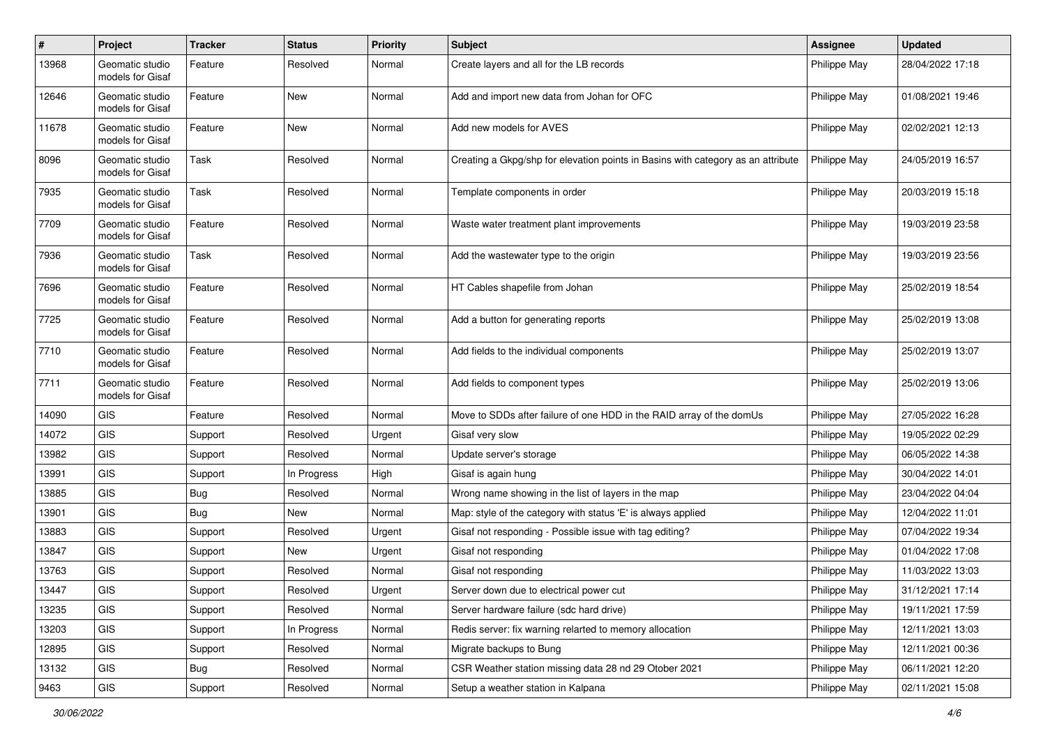| # | Project | Tracker | Status | Priority | Subject | Assignee | Updated |
|---|---|---|---|---|---|---|---|
| 13968 | Geomatic studio models for Gisaf | Feature | Resolved | Normal | Create layers and all for the LB records | Philippe May | 28/04/2022 17:18 |
| 12646 | Geomatic studio models for Gisaf | Feature | New | Normal | Add and import new data from Johan for OFC | Philippe May | 01/08/2021 19:46 |
| 11678 | Geomatic studio models for Gisaf | Feature | New | Normal | Add new models for AVES | Philippe May | 02/02/2021 12:13 |
| 8096 | Geomatic studio models for Gisaf | Task | Resolved | Normal | Creating a Gkpg/shp for elevation points in Basins with category as an attribute | Philippe May | 24/05/2019 16:57 |
| 7935 | Geomatic studio models for Gisaf | Task | Resolved | Normal | Template components in order | Philippe May | 20/03/2019 15:18 |
| 7709 | Geomatic studio models for Gisaf | Feature | Resolved | Normal | Waste water treatment plant improvements | Philippe May | 19/03/2019 23:58 |
| 7936 | Geomatic studio models for Gisaf | Task | Resolved | Normal | Add the wastewater type to the origin | Philippe May | 19/03/2019 23:56 |
| 7696 | Geomatic studio models for Gisaf | Feature | Resolved | Normal | HT Cables shapefile from Johan | Philippe May | 25/02/2019 18:54 |
| 7725 | Geomatic studio models for Gisaf | Feature | Resolved | Normal | Add a button for generating reports | Philippe May | 25/02/2019 13:08 |
| 7710 | Geomatic studio models for Gisaf | Feature | Resolved | Normal | Add fields to the individual components | Philippe May | 25/02/2019 13:07 |
| 7711 | Geomatic studio models for Gisaf | Feature | Resolved | Normal | Add fields to component types | Philippe May | 25/02/2019 13:06 |
| 14090 | GIS | Feature | Resolved | Normal | Move to SDDs after failure of one HDD in the RAID array of the domUs | Philippe May | 27/05/2022 16:28 |
| 14072 | GIS | Support | Resolved | Urgent | Gisaf very slow | Philippe May | 19/05/2022 02:29 |
| 13982 | GIS | Support | Resolved | Normal | Update server's storage | Philippe May | 06/05/2022 14:38 |
| 13991 | GIS | Support | In Progress | High | Gisaf is again hung | Philippe May | 30/04/2022 14:01 |
| 13885 | GIS | Bug | Resolved | Normal | Wrong name showing in the list of layers in the map | Philippe May | 23/04/2022 04:04 |
| 13901 | GIS | Bug | New | Normal | Map: style of the category with status 'E' is always applied | Philippe May | 12/04/2022 11:01 |
| 13883 | GIS | Support | Resolved | Urgent | Gisaf not responding - Possible issue with tag editing? | Philippe May | 07/04/2022 19:34 |
| 13847 | GIS | Support | New | Urgent | Gisaf not responding | Philippe May | 01/04/2022 17:08 |
| 13763 | GIS | Support | Resolved | Normal | Gisaf not responding | Philippe May | 11/03/2022 13:03 |
| 13447 | GIS | Support | Resolved | Urgent | Server down due to electrical power cut | Philippe May | 31/12/2021 17:14 |
| 13235 | GIS | Support | Resolved | Normal | Server hardware failure (sdc hard drive) | Philippe May | 19/11/2021 17:59 |
| 13203 | GIS | Support | In Progress | Normal | Redis server: fix warning relarted to memory allocation | Philippe May | 12/11/2021 13:03 |
| 12895 | GIS | Support | Resolved | Normal | Migrate backups to Bung | Philippe May | 12/11/2021 00:36 |
| 13132 | GIS | Bug | Resolved | Normal | CSR Weather station missing data 28 nd 29 Otober 2021 | Philippe May | 06/11/2021 12:20 |
| 9463 | GIS | Support | Resolved | Normal | Setup a weather station in Kalpana | Philippe May | 02/11/2021 15:08 |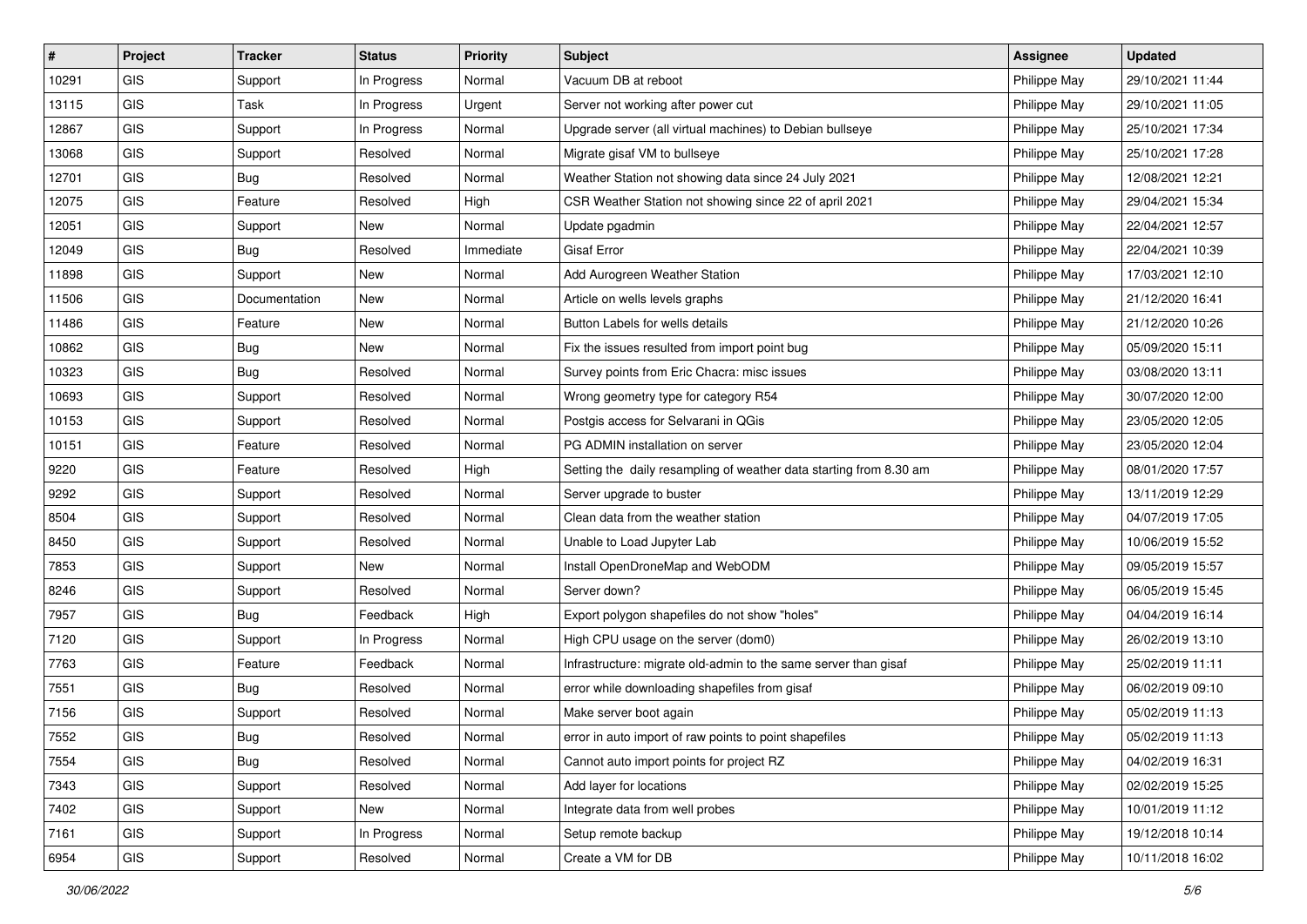| # | Project | Tracker | Status | Priority | Subject | Assignee | Updated |
|---|---|---|---|---|---|---|---|
| 10291 | GIS | Support | In Progress | Normal | Vacuum DB at reboot | Philippe May | 29/10/2021 11:44 |
| 13115 | GIS | Task | In Progress | Urgent | Server not working after power cut | Philippe May | 29/10/2021 11:05 |
| 12867 | GIS | Support | In Progress | Normal | Upgrade server (all virtual machines) to Debian bullseye | Philippe May | 25/10/2021 17:34 |
| 13068 | GIS | Support | Resolved | Normal | Migrate gisaf VM to bullseye | Philippe May | 25/10/2021 17:28 |
| 12701 | GIS | Bug | Resolved | Normal | Weather Station not showing data since 24 July 2021 | Philippe May | 12/08/2021 12:21 |
| 12075 | GIS | Feature | Resolved | High | CSR Weather Station not showing since 22 of april 2021 | Philippe May | 29/04/2021 15:34 |
| 12051 | GIS | Support | New | Normal | Update pgadmin | Philippe May | 22/04/2021 12:57 |
| 12049 | GIS | Bug | Resolved | Immediate | Gisaf Error | Philippe May | 22/04/2021 10:39 |
| 11898 | GIS | Support | New | Normal | Add Aurogreen Weather Station | Philippe May | 17/03/2021 12:10 |
| 11506 | GIS | Documentation | New | Normal | Article on wells levels graphs | Philippe May | 21/12/2020 16:41 |
| 11486 | GIS | Feature | New | Normal | Button Labels for wells details | Philippe May | 21/12/2020 10:26 |
| 10862 | GIS | Bug | New | Normal | Fix the issues resulted from import point bug | Philippe May | 05/09/2020 15:11 |
| 10323 | GIS | Bug | Resolved | Normal | Survey points from Eric Chacra: misc issues | Philippe May | 03/08/2020 13:11 |
| 10693 | GIS | Support | Resolved | Normal | Wrong geometry type for category R54 | Philippe May | 30/07/2020 12:00 |
| 10153 | GIS | Support | Resolved | Normal | Postgis access for Selvarani in QGis | Philippe May | 23/05/2020 12:05 |
| 10151 | GIS | Feature | Resolved | Normal | PG ADMIN installation on server | Philippe May | 23/05/2020 12:04 |
| 9220 | GIS | Feature | Resolved | High | Setting the daily resampling of weather data starting from 8.30 am | Philippe May | 08/01/2020 17:57 |
| 9292 | GIS | Support | Resolved | Normal | Server upgrade to buster | Philippe May | 13/11/2019 12:29 |
| 8504 | GIS | Support | Resolved | Normal | Clean data from the weather station | Philippe May | 04/07/2019 17:05 |
| 8450 | GIS | Support | Resolved | Normal | Unable to Load Jupyter Lab | Philippe May | 10/06/2019 15:52 |
| 7853 | GIS | Support | New | Normal | Install OpenDroneMap and WebODM | Philippe May | 09/05/2019 15:57 |
| 8246 | GIS | Support | Resolved | Normal | Server down? | Philippe May | 06/05/2019 15:45 |
| 7957 | GIS | Bug | Feedback | High | Export polygon shapefiles do not show "holes" | Philippe May | 04/04/2019 16:14 |
| 7120 | GIS | Support | In Progress | Normal | High CPU usage on the server (dom0) | Philippe May | 26/02/2019 13:10 |
| 7763 | GIS | Feature | Feedback | Normal | Infrastructure: migrate old-admin to the same server than gisaf | Philippe May | 25/02/2019 11:11 |
| 7551 | GIS | Bug | Resolved | Normal | error while downloading shapefiles from gisaf | Philippe May | 06/02/2019 09:10 |
| 7156 | GIS | Support | Resolved | Normal | Make server boot again | Philippe May | 05/02/2019 11:13 |
| 7552 | GIS | Bug | Resolved | Normal | error in auto import of raw points to point shapefiles | Philippe May | 05/02/2019 11:13 |
| 7554 | GIS | Bug | Resolved | Normal | Cannot auto import points for project RZ | Philippe May | 04/02/2019 16:31 |
| 7343 | GIS | Support | Resolved | Normal | Add layer for locations | Philippe May | 02/02/2019 15:25 |
| 7402 | GIS | Support | New | Normal | Integrate data from well probes | Philippe May | 10/01/2019 11:12 |
| 7161 | GIS | Support | In Progress | Normal | Setup remote backup | Philippe May | 19/12/2018 10:14 |
| 6954 | GIS | Support | Resolved | Normal | Create a VM for DB | Philippe May | 10/11/2018 16:02 |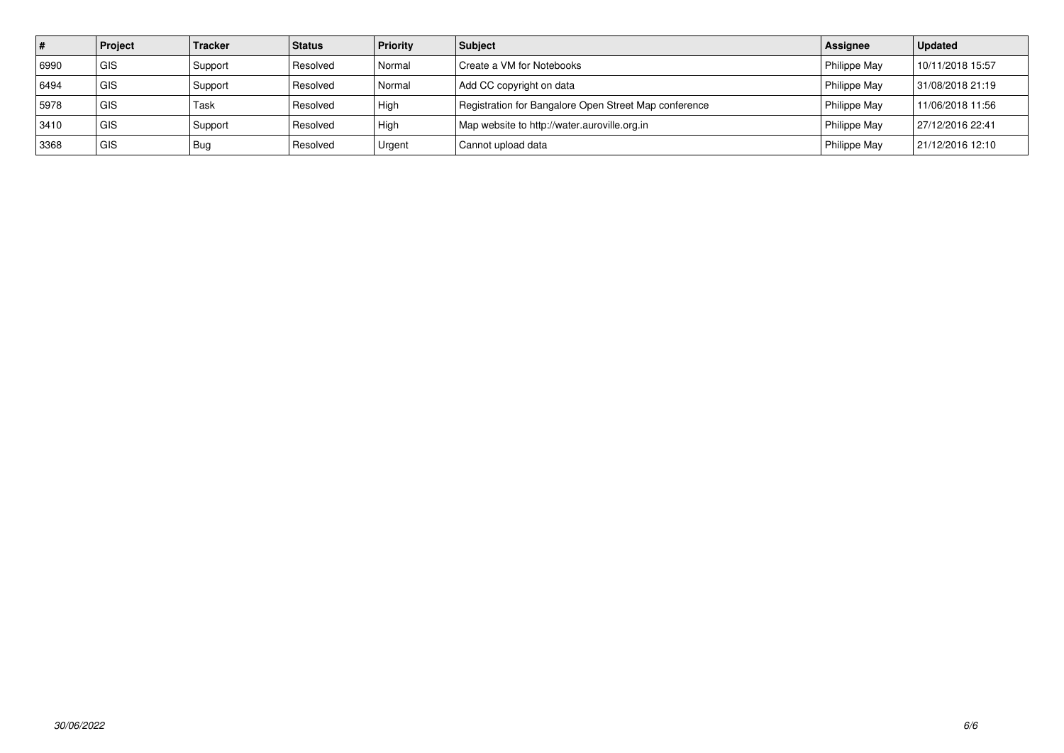| # | Project | Tracker | Status | Priority | Subject | Assignee | Updated |
|---|---|---|---|---|---|---|---|
| 6990 | GIS | Support | Resolved | Normal | Create a VM for Notebooks | Philippe May | 10/11/2018 15:57 |
| 6494 | GIS | Support | Resolved | Normal | Add CC copyright on data | Philippe May | 31/08/2018 21:19 |
| 5978 | GIS | Task | Resolved | High | Registration for Bangalore Open Street Map conference | Philippe May | 11/06/2018 11:56 |
| 3410 | GIS | Support | Resolved | High | Map website to http://water.auroville.org.in | Philippe May | 27/12/2016 22:41 |
| 3368 | GIS | Bug | Resolved | Urgent | Cannot upload data | Philippe May | 21/12/2016 12:10 |